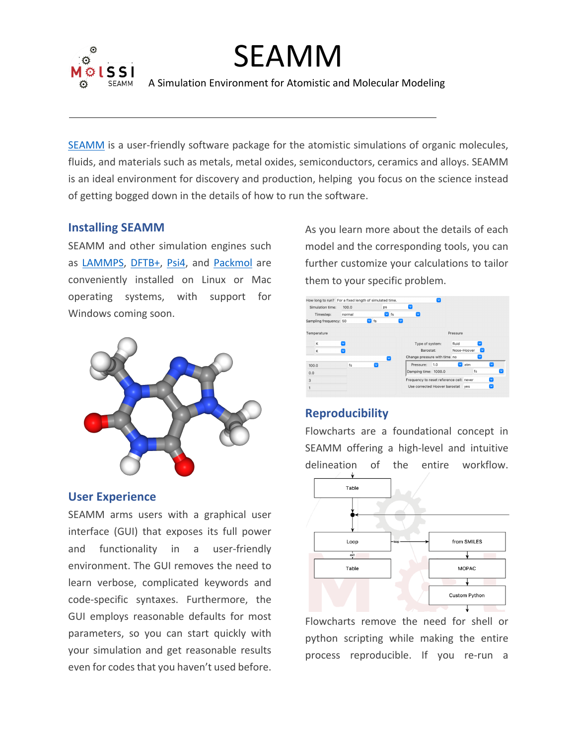# SEAMM

A Simulation Environment for Atomistic and Molecular Modeling

SEAMM is a user-friendly software package for the atomistic simulations of organic molecules, fluids, and materials such as metals, metal oxides, semiconductors, ceramics and alloys. SEAMM is an ideal environment for discovery and production, helping you focus on the science instead of getting bogged down in the details of how to run the software.

## Installing SEAMM

SEAMM and other simulation engines such as LAMMPS, DFTB+, Psi4, and Packmol are conveniently installed on Linux or Mac operating systems, with support for Windows coming soon.

## User Experience

SEAMM arms users with a graphical user interface (GUI) that exposes its full power and functionality in a user-friendly environment. The GUI removes the need to learn verbose, complicated keywords and code-specific syntaxes. Furthermore, the GUI employs reasonable defaults for most parameters, so you can start quickly with your simulation and get reasonable results even for codes that you haven't used before.

As you learn more about the details of each model and the corresponding tools, you can further customize your calculations to tailor them to your specific problem.

## Reproducibility

Flowcharts are a foundational concept in SEAMM offering a high-level and intuitive delineation of the entire workflow.

Flowcharts remove the need for shell or python scripting while making the entire process reproducible. If you re-run a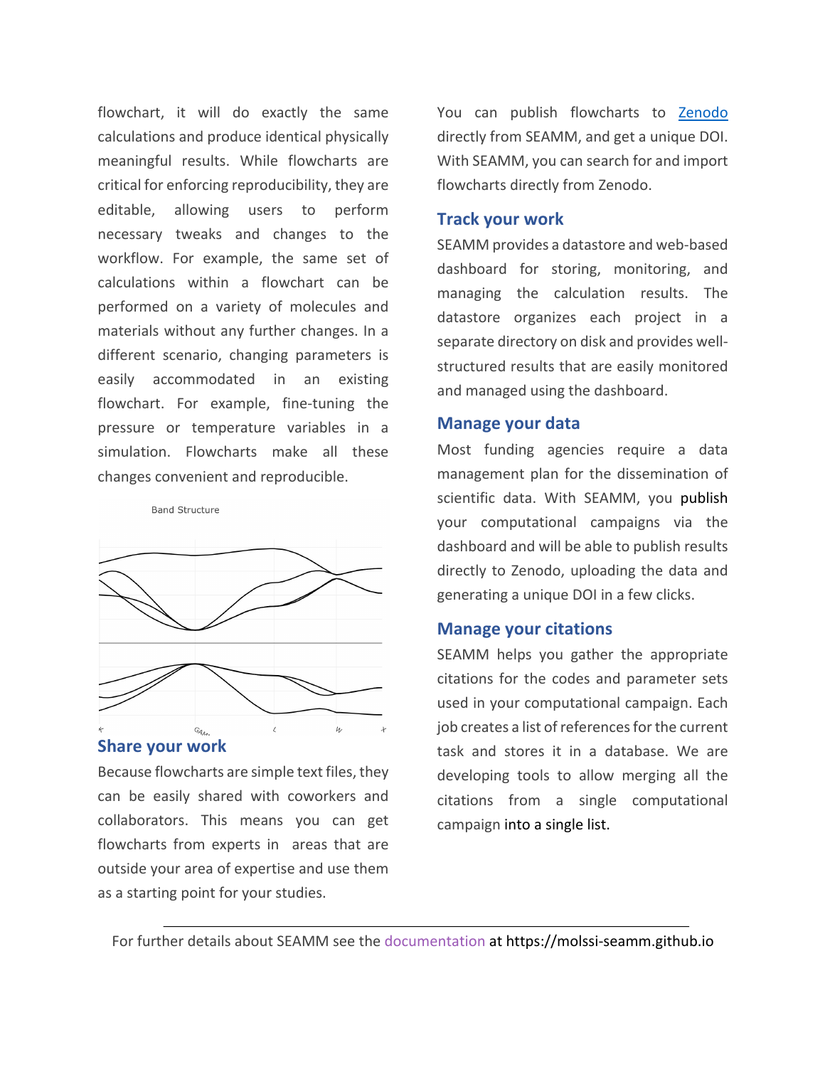flowchart, it will do exactly the same calculations and produce identical physically meaningful results. While flowcharts are critical for enforcing reproducibility, they are editable, allowing users to perform necessary tweaks and changes to the workflow. For example, the same set of calculations within a flowchart can be performed on a variety of molecules and materials without any further changes. In a different scenario, changing parameters is easily accommodated in an existing flowchart. For example, fine-tuning the pressure or temperature variables in a simulation. Flowcharts make all these changes convenient and reproducible.

Band Structure

## Share your work

Because flowcharts are simple text files, they can be easily shared with coworkers and collaborators. This means you can get flowcharts from experts in areas that are outside your area of expertise and use them as a starting point for your studies.

You can publish flowcharts to Zenodo directly from SEAMM, and get a unique DOI. With SEAMM, you can search for and import flowcharts directly from Zenodo.

## Track your work

SEAMM provides a datastore and web-based dashboard for storing, monitoring, and managing the calculation results. The datastore organizes each project in a separate directory on disk and provides well-structured results that are easily monitored and managed using the dashboard.

## Manage your data

Most funding agencies require a data management plan for the dissemination of scientific data. With SEAMM, you publish your computational campaigns via the dashboard and will be able to publish results directly to Zenodo, uploading the data and generating a unique DOI in a few clicks.

## Manage your citations

SEAMM helps you gather the appropriate citations for the codes and parameter sets used in your computational campaign. Each job creates a list of references for the current task and stores it in a database. We are developing tools to allow merging all the citations from a single computational campaign into a single list.

For further details about SEAMM see the documentation at https://molssi-seamm.github.io